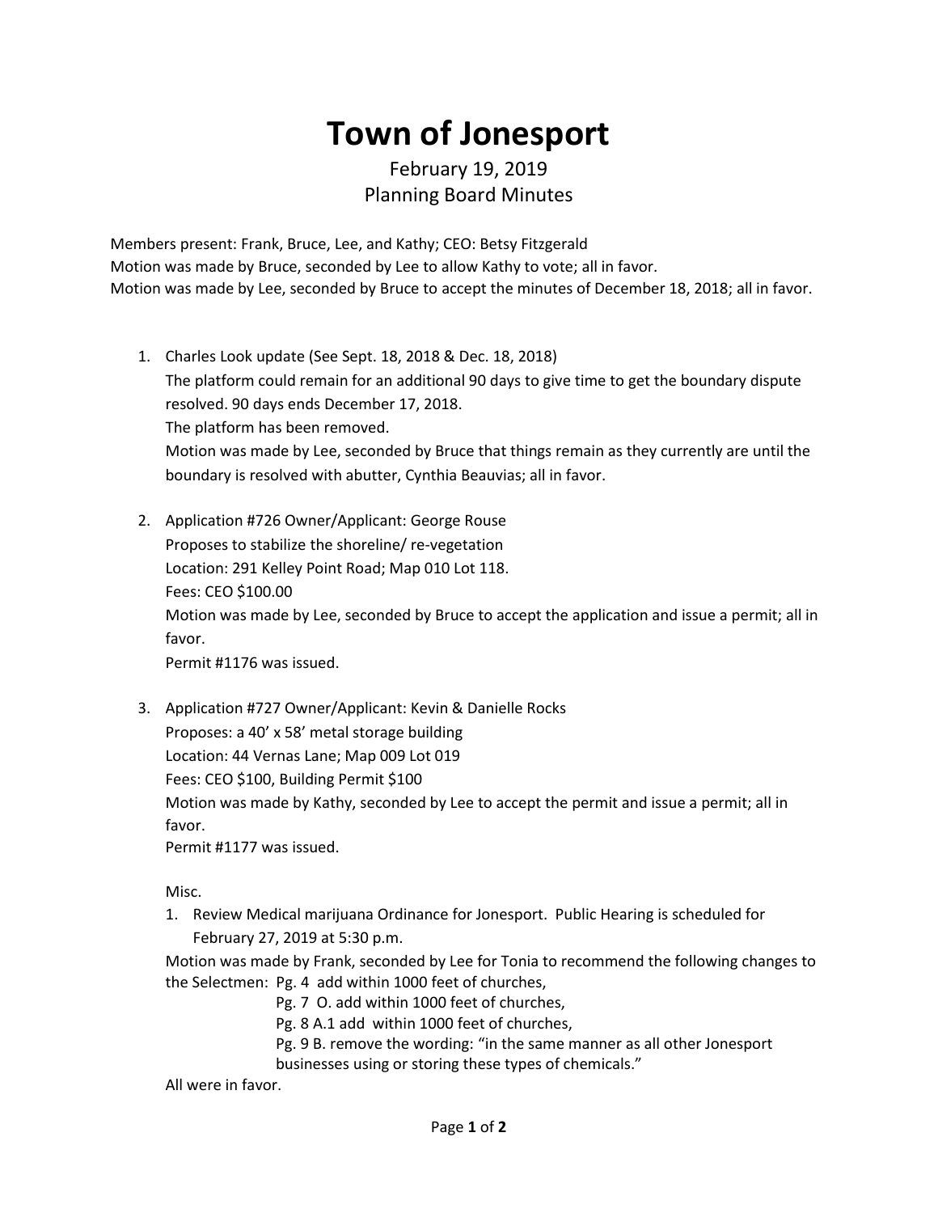# Town of Jonesport

February 19, 2019
Planning Board Minutes

Members present: Frank, Bruce, Lee, and Kathy; CEO: Betsy Fitzgerald
Motion was made by Bruce, seconded by Lee to allow Kathy to vote; all in favor.
Motion was made by Lee, seconded by Bruce to accept the minutes of December 18, 2018; all in favor.

1. Charles Look update (See Sept. 18, 2018 & Dec. 18, 2018)
   The platform could remain for an additional 90 days to give time to get the boundary dispute resolved. 90 days ends December 17, 2018.
   The platform has been removed.
   Motion was made by Lee, seconded by Bruce that things remain as they currently are until the boundary is resolved with abutter, Cynthia Beauvias; all in favor.

2. Application #726 Owner/Applicant: George Rouse
   Proposes to stabilize the shoreline/ re-vegetation
   Location: 291 Kelley Point Road; Map 010 Lot 118.
   Fees: CEO $100.00
   Motion was made by Lee, seconded by Bruce to accept the application and issue a permit; all in favor.
   Permit #1176 was issued.

3. Application #727 Owner/Applicant: Kevin & Danielle Rocks
   Proposes: a 40' x 58' metal storage building
   Location: 44 Vernas Lane; Map 009 Lot 019
   Fees: CEO $100, Building Permit $100
   Motion was made by Kathy, seconded by Lee to accept the permit and issue a permit; all in favor.
   Permit #1177 was issued.

   Misc.
   1. Review Medical marijuana Ordinance for Jonesport. Public Hearing is scheduled for February 27, 2019 at 5:30 p.m.

   Motion was made by Frank, seconded by Lee for Tonia to recommend the following changes to the Selectmen: Pg. 4 add within 1000 feet of churches,
   Pg. 7 O. add within 1000 feet of churches,
   Pg. 8 A.1 add within 1000 feet of churches,
   Pg. 9 B. remove the wording: "in the same manner as all other Jonesport businesses using or storing these types of chemicals."

   All were in favor.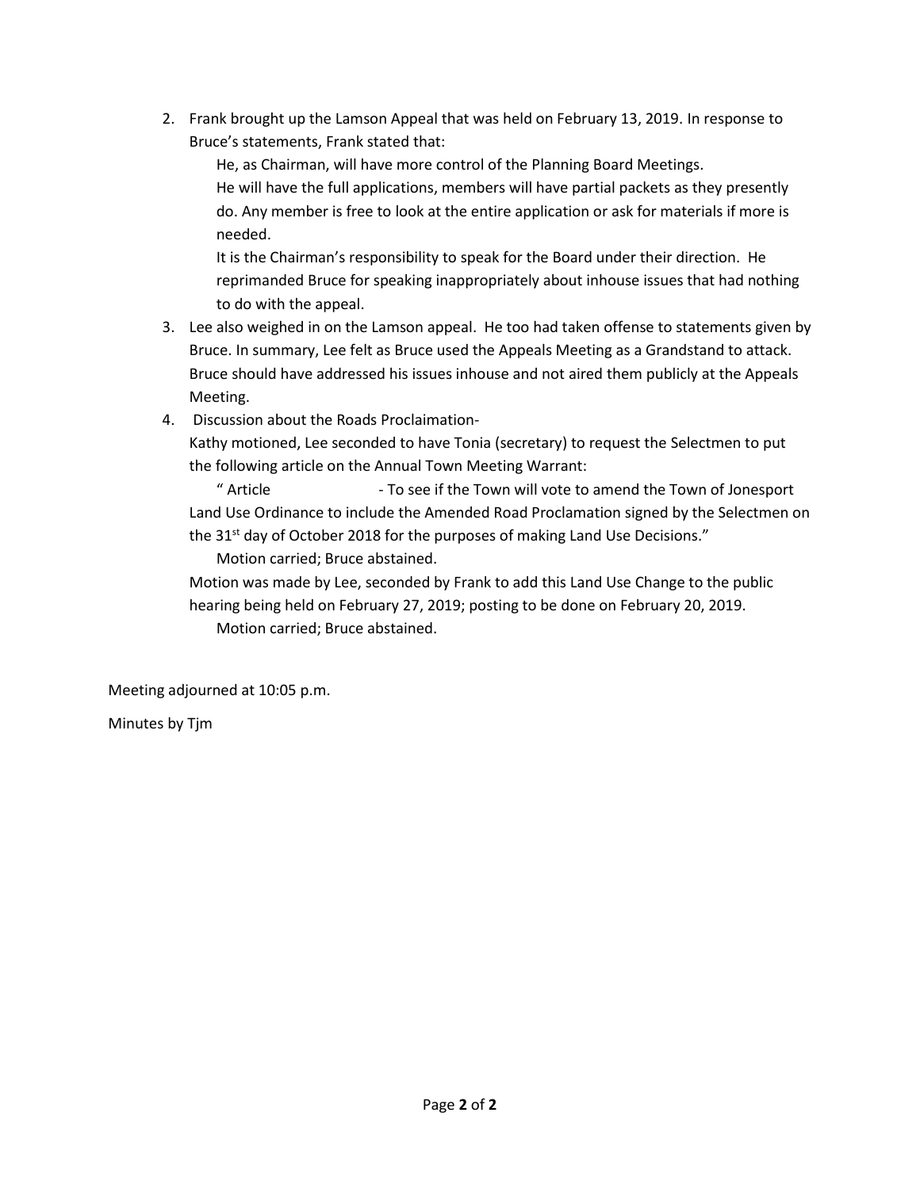2. Frank brought up the Lamson Appeal that was held on February 13, 2019. In response to Bruce's statements, Frank stated that:

    He, as Chairman, will have more control of the Planning Board Meetings.

    He will have the full applications, members will have partial packets as they presently do. Any member is free to look at the entire application or ask for materials if more is needed.

    It is the Chairman's responsibility to speak for the Board under their direction. He reprimanded Bruce for speaking inappropriately about inhouse issues that had nothing to do with the appeal.

3. Lee also weighed in on the Lamson appeal. He too had taken offense to statements given by Bruce. In summary, Lee felt as Bruce used the Appeals Meeting as a Grandstand to attack. Bruce should have addressed his issues inhouse and not aired them publicly at the Appeals Meeting.

4. Discussion about the Roads Proclaimation-

    Kathy motioned, Lee seconded to have Tonia (secretary) to request the Selectmen to put the following article on the Annual Town Meeting Warrant:

    " Article - To see if the Town will vote to amend the Town of Jonesport Land Use Ordinance to include the Amended Road Proclamation signed by the Selectmen on the 31st day of October 2018 for the purposes of making Land Use Decisions."

    Motion carried; Bruce abstained.

    Motion was made by Lee, seconded by Frank to add this Land Use Change to the public hearing being held on February 27, 2019; posting to be done on February 20, 2019.

    Motion carried; Bruce abstained.

Meeting adjourned at 10:05 p.m.

Minutes by Tjm